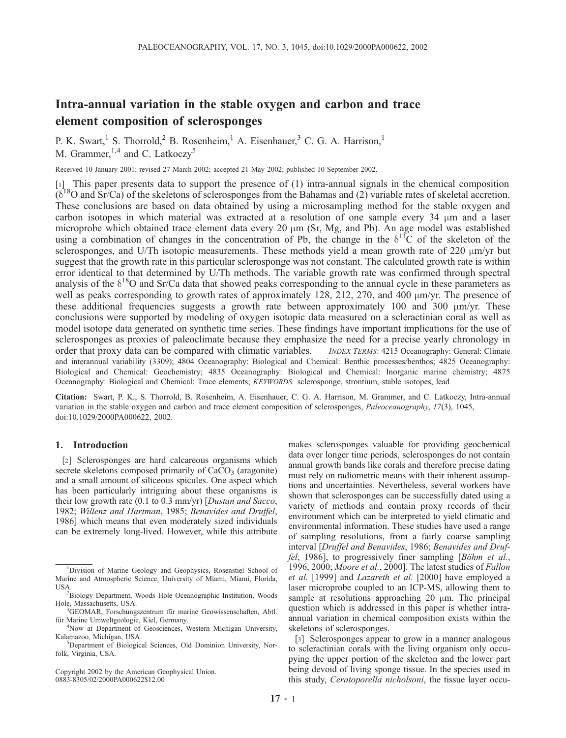# Intra-annual variation in the stable oxygen and carbon and trace element composition of sclerosponges

P. K. Swart,[1] S. Thorrold,[2] B. Rosenheim,[1] A. Eisenhauer,[3] C. G. A. Harrison,[1] M. Grammer,[1,4] and C. Latkoczy[5]

Received 10 January 2001; revised 27 March 2002; accepted 21 May 2002; published 10 September 2002.

[1] This paper presents data to support the presence of (1) intra-annual signals in the chemical composition ($\delta^{18}O$ and Sr/Ca) of the skeletons of sclerosponges from the Bahamas and (2) variable rates of skeletal accretion. These conclusions are based on data obtained by using a microsampling method for the stable oxygen and carbon isotopes in which material was extracted at a resolution of one sample every 34 μm and a laser microprobe which obtained trace element data every 20 μm (Sr, Mg, and Pb). An age model was established using a combination of changes in the concentration of Pb, the change in the $\delta^{13}C$ of the skeleton of the sclerosponges, and U/Th isotopic measurements. These methods yield a mean growth rate of 220 μm/yr but suggest that the growth rate in this particular sclerosponge was not constant. The calculated growth rate is within error identical to that determined by U/Th methods. The variable growth rate was confirmed through spectral analysis of the $\delta^{18}O$ and Sr/Ca data that showed peaks corresponding to the annual cycle in these parameters as well as peaks corresponding to growth rates of approximately 128, 212, 270, and 400 μm/yr. The presence of these additional frequencies suggests a growth rate between approximately 100 and 300 μm/yr. These conclusions were supported by modeling of oxygen isotopic data measured on a scleractinian coral as well as model isotope data generated on synthetic time series. These findings have important implications for the use of sclerosponges as proxies of paleoclimate because they emphasize the need for a precise yearly chronology in order that proxy data can be compared with climatic variables. *INDEX TERMS:* 4215 Oceanography: General: Climate and interannual variability (3309); 4804 Oceanography: Biological and Chemical: Benthic processes/benthos; 4825 Oceanography: Biological and Chemical: Geochemistry; 4835 Oceanography: Biological and Chemical: Inorganic marine chemistry; 4875 Oceanography: Biological and Chemical: Trace elements; *KEYWORDS:* sclerosponge, strontium, stable isotopes, lead

**Citation:** Swart, P. K., S. Thorrold, B. Rosenheim, A. Eisenhauer, C. G. A. Harrison, M. Grammer, and C. Latkoczy, Intra-annual variation in the stable oxygen and carbon and trace element composition of sclerosponges, *Paleoceanography*, *17*(3), 1045, doi:10.1029/2000PA000622, 2002.

## 1. Introduction

[2] Sclerosponges are hard calcareous organisms which secrete skeletons composed primarily of $CaCO_3$ (aragonite) and a small amount of siliceous spicules. One aspect which has been particularly intriguing about these organisms is their low growth rate (0.1 to 0.3 mm/yr) [*Dustan and Sacco*, 1982; *Willenz and Hartman*, 1985; *Benavides and Druffel*, 1986] which means that even moderately sized individuals can be extremely long-lived. However, while this attribute makes sclerosponges valuable for providing geochemical data over longer time periods, sclerosponges do not contain annual growth bands like corals and therefore precise dating must rely on radiometric means with their inherent assumptions and uncertainties. Nevertheless, several workers have shown that sclerosponges can be successfully dated using a variety of methods and contain proxy records of their environment which can be interpreted to yield climatic and environmental information. These studies have used a range of sampling resolutions, from a fairly coarse sampling interval [*Druffel and Benavides*, 1986; *Benavides and Druffel*, 1986], to progressively finer sampling [*Böhm et al.*, 1996, 2000; *Moore et al.*, 2000]. The latest studies of *Fallon et al.* [1999] and *Lazareth et al.* [2000] have employed a laser microprobe coupled to an ICP-MS, allowing them to sample at resolutions approaching 20 μm. The principal question which is addressed in this paper is whether intra-annual variation in chemical composition exists within the skeletons of sclerosponges.

[3] Sclerosponges appear to grow in a manner analogous to scleractinian corals with the living organism only occupying the upper portion of the skeleton and the lower part being devoid of living sponge tissue. In the species used in this study, *Ceratoporella nicholsoni*, the tissue layer occu-

---

[1] Division of Marine Geology and Geophysics, Rosenstiel School of Marine and Atmospheric Science, University of Miami, Miami, Florida, USA.

[2] Biology Department, Woods Hole Oceanographic Institution, Woods Hole, Massachusetts, USA.

[3] GEOMAR, Forschungszentrum für marine Geowissenschaften, Abtl. für Marine Umweltgeologie, Kiel, Germany.

[4] Now at Department of Geosciences, Western Michigan University, Kalamazoo, Michigan, USA.

[5] Department of Biological Sciences, Old Dominion University, Norfolk, Virginia, USA.

Copyright 2002 by the American Geophysical Union.
0883-8305/02/2000PA000622$12.00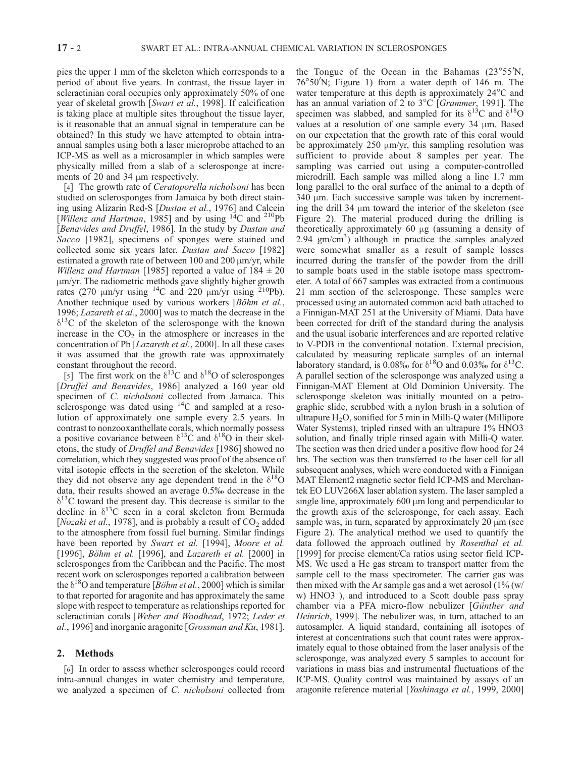pies the upper 1 mm of the skeleton which corresponds to a period of about five years. In contrast, the tissue layer in scleractinian coral occupies only approximately 50% of one year of skeletal growth [*Swart et al.*, 1998]. If calcification is taking place at multiple sites throughout the tissue layer, is it reasonable that an annual signal in temperature can be obtained? In this study we have attempted to obtain intra-annual samples using both a laser microprobe attached to an ICP-MS as well as a microsampler in which samples were physically milled from a slab of a sclerosponge at increments of 20 and 34 μm respectively.

[4] The growth rate of *Ceratoporella nicholsoni* has been studied on sclerosponges from Jamaica by both direct staining using Alizarin Red-S [*Dustan et al.*, 1976] and Calcein [*Willenz and Hartman*, 1985] and by using $^{14}C$ and $^{210}Pb$ [*Benavides and Druffel*, 1986]. In the study by *Dustan and Sacco* [1982], specimens of sponges were stained and collected some six years later. *Dustan and Sacco* [1982] estimated a growth rate of between 100 and 200 μm/yr, while *Willenz and Hartman* [1985] reported a value of $184 \pm 20$ μm/yr. The radiometric methods gave slightly higher growth rates (270 μm/yr using $^{14}C$ and 220 μm/yr using $^{210}Pb$). Another technique used by various workers [*Böhm et al.*, 1996; *Lazareth et al.*, 2000] was to match the decrease in the $\delta^{13}C$ of the skeleton of the sclerosponge with the known increase in the $CO_2$ in the atmosphere or increases in the concentration of Pb [*Lazareth et al.*, 2000]. In all these cases it was assumed that the growth rate was approximately constant throughout the record.

[5] The first work on the $\delta^{13}C$ and $\delta^{18}O$ of sclerosponges [*Druffel and Benavides*, 1986] analyzed a 160 year old specimen of *C. nicholsoni* collected from Jamaica. This sclerosponge was dated using $^{14}C$ and sampled at a resolution of approximately one sample every 2.5 years. In contrast to nonzooxanthellate corals, which normally possess a positive covariance between $\delta^{13}C$ and $\delta^{18}O$ in their skeletons, the study of *Druffel and Benavides* [1986] showed no correlation, which they suggested was proof of the absence of vital isotopic effects in the secretion of the skeleton. While they did not observe any age dependent trend in the $\delta^{18}O$ data, their results showed an average 0.5‰ decrease in the $\delta^{13}C$ toward the present day. This decrease is similar to the decline in $\delta^{13}C$ seen in a coral skeleton from Bermuda [*Nozaki et al.*, 1978], and is probably a result of $CO_2$ added to the atmosphere from fossil fuel burning. Similar findings have been reported by *Swart et al.* [1994], *Moore et al.* [1996], *Böhm et al.* [1996], and *Lazareth et al.* [2000] in sclerosponges from the Caribbean and the Pacific. The most recent work on sclerosponges reported a calibration between the $\delta^{18}O$ and temperature [*Böhm et al.*, 2000] which is similar to that reported for aragonite and has approximately the same slope with respect to temperature as relationships reported for scleractinian corals [*Weber and Woodhead*, 1972; *Leder et al.*, 1996] and inorganic aragonite [*Grossman and Ku*, 1981].

## 2. Methods

[6] In order to assess whether sclerosponges could record intra-annual changes in water chemistry and temperature, we analyzed a specimen of *C. nicholsoni* collected from the Tongue of the Ocean in the Bahamas (23°55′N, 76°50′N; Figure 1) from a water depth of 146 m. The water temperature at this depth is approximately 24°C and has an annual variation of 2 to 3°C [*Grammer*, 1991]. The specimen was slabbed, and sampled for its $\delta^{13}C$ and $\delta^{18}O$ values at a resolution of one sample every 34 μm. Based on our expectation that the growth rate of this coral would be approximately 250 μm/yr, this sampling resolution was sufficient to provide about 8 samples per year. The sampling was carried out using a computer-controlled microdrill. Each sample was milled along a line 1.7 mm long parallel to the oral surface of the animal to a depth of 340 μm. Each successive sample was taken by incrementing the drill 34 μm toward the interior of the skeleton (see Figure 2). The material produced during the drilling is theoretically approximately 60 μg (assuming a density of 2.94 gm/cm$^3$) although in practice the samples analyzed were somewhat smaller as a result of sample losses incurred during the transfer of the powder from the drill to sample boats used in the stable isotope mass spectrometer. A total of 667 samples was extracted from a continuous 21 mm section of the sclerosponge. These samples were processed using an automated common acid bath attached to a Finnigan-MAT 251 at the University of Miami. Data have been corrected for drift of the standard during the analysis and the usual isobaric interferences and are reported relative to V-PDB in the conventional notation. External precision, calculated by measuring replicate samples of an internal laboratory standard, is 0.08‰ for $\delta^{18}O$ and 0.03‰ for $\delta^{13}C$. A parallel section of the sclerosponge was analyzed using a Finnigan-MAT Element at Old Dominion University. The sclerosponge skeleton was initially mounted on a petrographic slide, scrubbed with a nylon brush in a solution of ultrapure $H_2O$, sonified for 5 min in Milli-Q water (Millipore Water Systems), tripled rinsed with an ultrapure 1% HNO3 solution, and finally triple rinsed again with Milli-Q water. The section was then dried under a positive flow hood for 24 hrs. The section was then transferred to the laser cell for all subsequent analyses, which were conducted with a Finnigan MAT Element2 magnetic sector field ICP-MS and Merchantek EO LUV266X laser ablation system. The laser sampled a single line, approximately 600 μm long and perpendicular to the growth axis of the sclerosponge, for each assay. Each sample was, in turn, separated by approximately 20 μm (see Figure 2). The analytical method we used to quantify the data followed the approach outlined by *Rosenthal et al.* [1999] for precise element/Ca ratios using sector field ICP-MS. We used a He gas stream to transport matter from the sample cell to the mass spectrometer. The carrier gas was then mixed with the Ar sample gas and a wet aerosol (1% (w/w) HNO3 ), and introduced to a Scott double pass spray chamber via a PFA micro-flow nebulizer [*Günther and Heinrich*, 1999]. The nebulizer was, in turn, attached to an autosampler. A liquid standard, containing all isotopes of interest at concentrations such that count rates were approximately equal to those obtained from the laser analysis of the sclerosponge, was analyzed every 5 samples to account for variations in mass bias and instrumental fluctuations of the ICP-MS. Quality control was maintained by assays of an aragonite reference material [*Yoshinaga et al.*, 1999, 2000]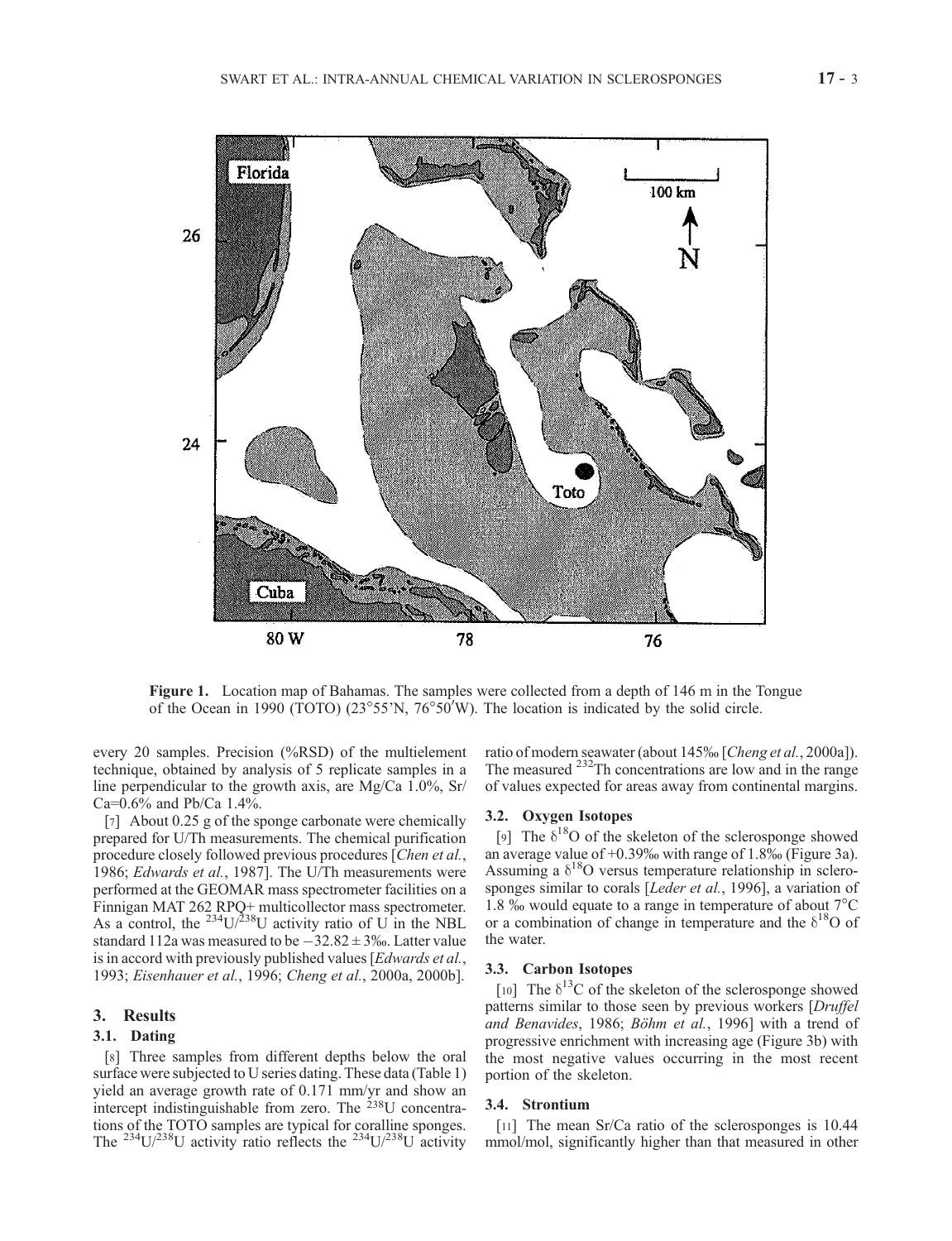Figure 1. Location map of Bahamas. The samples were collected from a depth of 146 m in the Tongue of the Ocean in 1990 (TOTO) (23°55'N, 76°50'W). The location is indicated by the solid circle.

every 20 samples. Precision (%RSD) of the multielement technique, obtained by analysis of 5 replicate samples in a line perpendicular to the growth axis, are Mg/Ca 1.0%, Sr/Ca=0.6% and Pb/Ca 1.4%.

[7] About 0.25 g of the sponge carbonate were chemically prepared for U/Th measurements. The chemical purification procedure closely followed previous procedures [*Chen et al.*, 1986; *Edwards et al.*, 1987]. The U/Th measurements were performed at the GEOMAR mass spectrometer facilities on a Finnigan MAT 262 RPQ+ multicollector mass spectrometer. As a control, the $^{234}U/^{238}U$ activity ratio of U in the NBL standard 112a was measured to be $-32.82 \pm 3$‰. Latter value is in accord with previously published values [*Edwards et al.*, 1993; *Eisenhauer et al.*, 1996; *Cheng et al.*, 2000a, 2000b].

## 3. Results

### 3.1. Dating

[8] Three samples from different depths below the oral surface were subjected to U series dating. These data (Table 1) yield an average growth rate of 0.171 mm/yr and show an intercept indistinguishable from zero. The $^{238}U$ concentrations of the TOTO samples are typical for coralline sponges. The $^{234}U/^{238}U$ activity ratio reflects the $^{234}U/^{238}U$ activity ratio of modern seawater (about 145‰ [*Cheng et al.*, 2000a]). The measured $^{232}Th$ concentrations are low and in the range of values expected for areas away from continental margins.

### 3.2. Oxygen Isotopes

[9] The $\delta^{18}O$ of the skeleton of the sclerosponge showed an average value of +0.39‰ with range of 1.8‰ (Figure 3a). Assuming a $\delta^{18}O$ versus temperature relationship in sclerosponges similar to corals [*Leder et al.*, 1996], a variation of 1.8 ‰ would equate to a range in temperature of about 7°C or a combination of change in temperature and the $\delta^{18}O$ of the water.

### 3.3. Carbon Isotopes

[10] The $\delta^{13}C$ of the skeleton of the sclerosponge showed patterns similar to those seen by previous workers [*Druffel and Benavides*, 1986; *Böhm et al.*, 1996] with a trend of progressive enrichment with increasing age (Figure 3b) with the most negative values occurring in the most recent portion of the skeleton.

### 3.4. Strontium

[11] The mean Sr/Ca ratio of the sclerosponges is 10.44 mmol/mol, significantly higher than that measured in other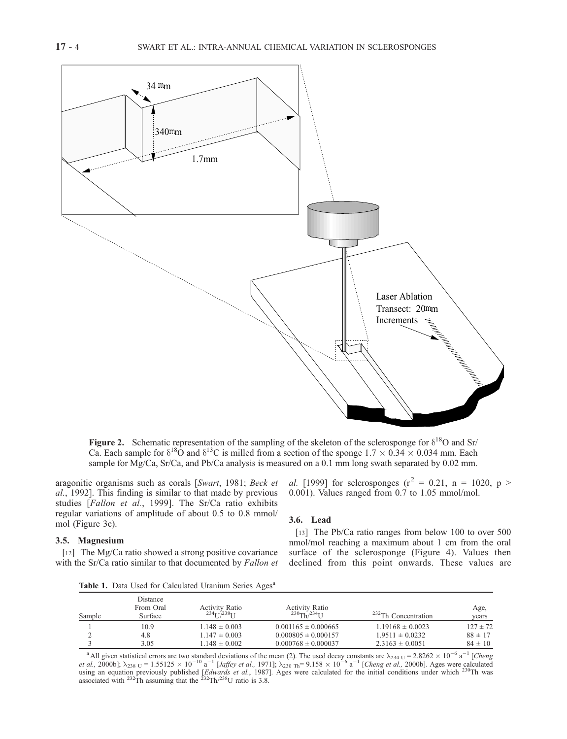**Figure 2.** Schematic representation of the sampling of the skeleton of the sclerosponge for $\delta^{18}O$ and Sr/Ca. Each sample for $\delta^{18}O$ and $\delta^{13}C$ is milled from a section of the sponge $1.7 \times 0.34 \times 0.034$ mm. Each sample for Mg/Ca, Sr/Ca, and Pb/Ca analysis is measured on a 0.1 mm long swath separated by 0.02 mm.

aragonitic organisms such as corals [*Swart*, 1981; *Beck et al.*, 1992]. This finding is similar to that made by previous studies [*Fallon et al.*, 1999]. The Sr/Ca ratio exhibits regular variations of amplitude of about 0.5 to 0.8 mmol/mol (Figure 3c).

### 3.5. Magnesium

[12] The Mg/Ca ratio showed a strong positive covariance with the Sr/Ca ratio similar to that documented by *Fallon et al.* [1999] for sclerosponges ($r^2 = 0.21$, $n = 1020$, $p > 0.001$). Values ranged from 0.7 to 1.05 mmol/mol.

### 3.6. Lead

[13] The Pb/Ca ratio ranges from below 100 to over 500 nmol/mol reaching a maximum about 1 cm from the oral surface of the sclerosponge (Figure 4). Values then declined from this point onwards. These values are

**Table 1.** Data Used for Calculated Uranium Series Ages[a]

| Sample | Distance From Oral Surface | Activity Ratio $^{234}U/^{238}U$ | Activity Ratio $^{230}Th/^{234}U$ | $^{232}Th$ Concentration | Age, years |
|---|---|---|---|---|---|
| 1 | 10.9 | $1.148 \pm 0.003$ | $0.001165 \pm 0.000665$ | $1.19168 \pm 0.0023$ | $127 \pm 72$ |
| 2 | 4.8 | $1.147 \pm 0.003$ | $0.000805 \pm 0.000157$ | $1.9511 \pm 0.0232$ | $88 \pm 17$ |
| 3 | 3.05 | $1.148 \pm 0.002$ | $0.000768 \pm 0.000037$ | $2.3163 \pm 0.0051$ | $84 \pm 10$ |

[a] All given statistical errors are two standard deviations of the mean (2). The used decay constants are $\lambda_{234\,U} = 2.8262 \times 10^{-6}\ a^{-1}$ [*Cheng et al.,* 2000b]; $\lambda_{238\,U} = 1.55125 \times 10^{-10}\ a^{-1}$ [*Jaffey et al.,* 1971]; $\lambda_{230\,Th} = 9.158 \times 10^{-6}\ a^{-1}$ [*Cheng et al.,* 2000b]. Ages were calculated using an equation previously published [*Edwards et al.*, 1987]. Ages were calculated for the initial conditions under which $^{230}Th$ was associated with $^{232}Th$ assuming that the $^{232}Th/^{238}U$ ratio is 3.8.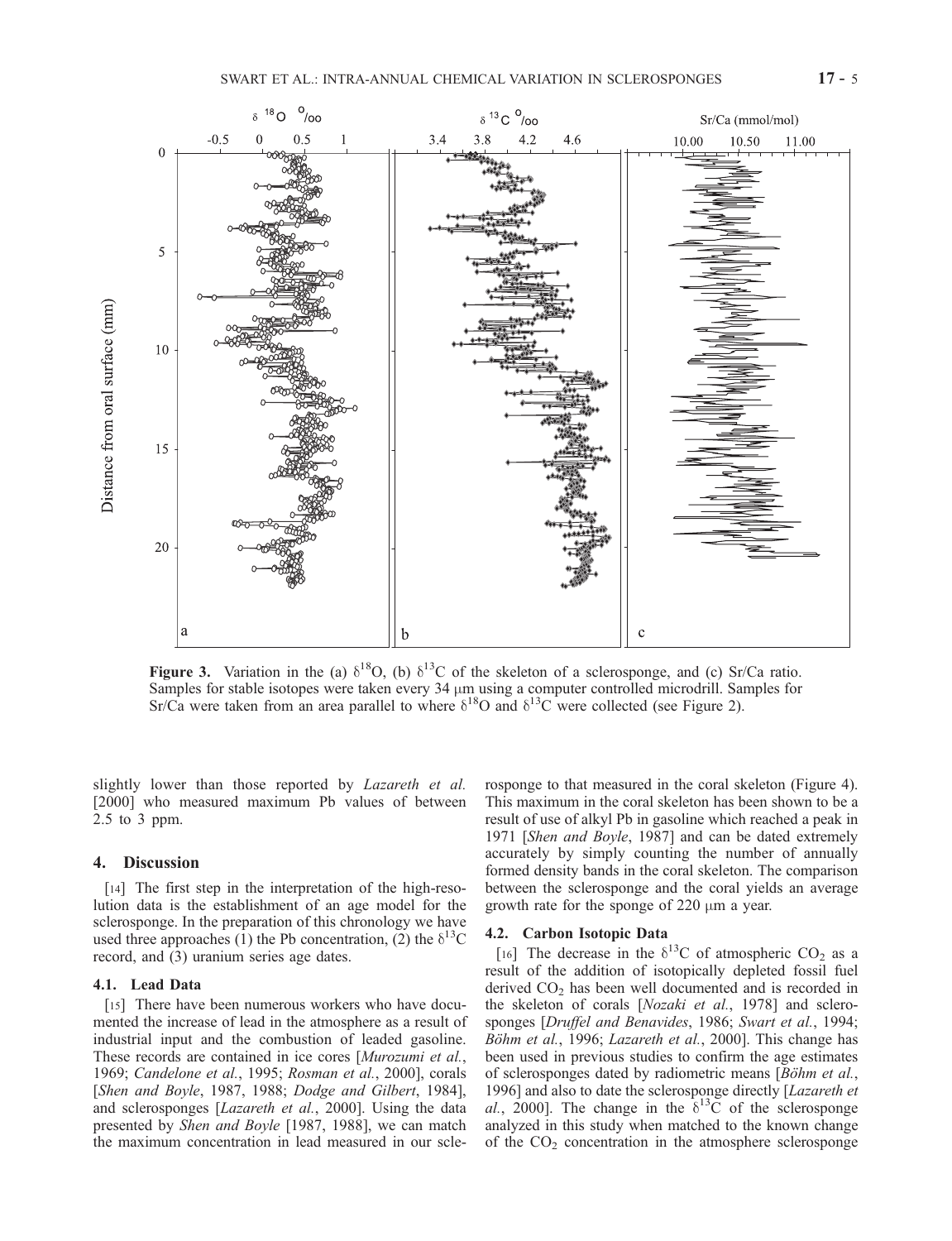**Figure 3.** Variation in the (a) $\delta^{18}O$, (b) $\delta^{13}C$ of the skeleton of a sclerosponge, and (c) Sr/Ca ratio. Samples for stable isotopes were taken every 34 μm using a computer controlled microdrill. Samples for Sr/Ca were taken from an area parallel to where $\delta^{18}O$ and $\delta^{13}C$ were collected (see Figure 2).

slightly lower than those reported by *Lazareth et al.* [2000] who measured maximum Pb values of between 2.5 to 3 ppm.

## 4. Discussion

[14] The first step in the interpretation of the high-resolution data is the establishment of an age model for the sclerosponge. In the preparation of this chronology we have used three approaches (1) the Pb concentration, (2) the $\delta^{13}C$ record, and (3) uranium series age dates.

### 4.1. Lead Data

[15] There have been numerous workers who have documented the increase of lead in the atmosphere as a result of industrial input and the combustion of leaded gasoline. These records are contained in ice cores [*Murozumi et al.*, 1969; *Candelone et al.*, 1995; *Rosman et al.*, 2000], corals [*Shen and Boyle*, 1987, 1988; *Dodge and Gilbert*, 1984], and sclerosponges [*Lazareth et al.*, 2000]. Using the data presented by *Shen and Boyle* [1987, 1988], we can match the maximum concentration in lead measured in our sclerosponge to that measured in the coral skeleton (Figure 4). This maximum in the coral skeleton has been shown to be a result of use of alkyl Pb in gasoline which reached a peak in 1971 [*Shen and Boyle*, 1987] and can be dated extremely accurately by simply counting the number of annually formed density bands in the coral skeleton. The comparison between the sclerosponge and the coral yields an average growth rate for the sponge of 220 μm a year.

### 4.2. Carbon Isotopic Data

[16] The decrease in the $\delta^{13}C$ of atmospheric $CO_2$ as a result of the addition of isotopically depleted fossil fuel derived $CO_2$ has been well documented and is recorded in the skeleton of corals [*Nozaki et al.*, 1978] and sclerosponges [*Druffel and Benavides*, 1986; *Swart et al.*, 1994; *Böhm et al.*, 1996; *Lazareth et al.*, 2000]. This change has been used in previous studies to confirm the age estimates of sclerosponges dated by radiometric means [*Böhm et al.*, 1996] and also to date the sclerosponge directly [*Lazareth et al.*, 2000]. The change in the $\delta^{13}C$ of the sclerosponge analyzed in this study when matched to the known change of the $CO_2$ concentration in the atmosphere sclerosponge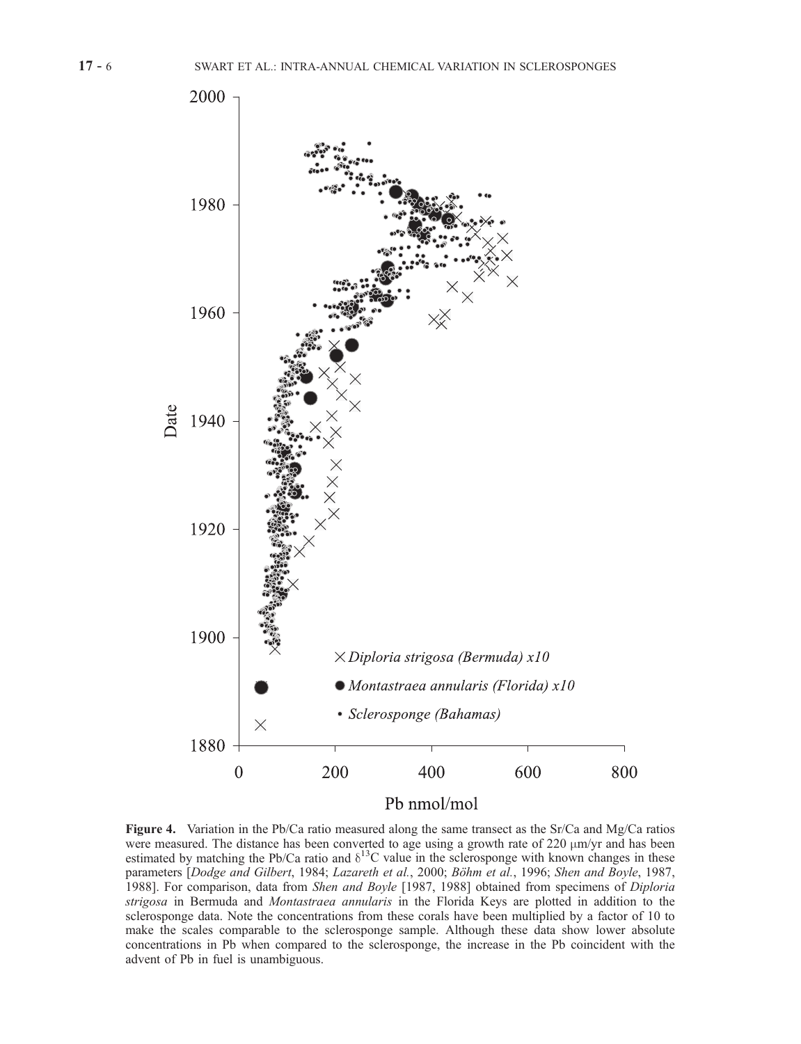**Figure 4.** Variation in the Pb/Ca ratio measured along the same transect as the Sr/Ca and Mg/Ca ratios were measured. The distance has been converted to age using a growth rate of 220 μm/yr and has been estimated by matching the Pb/Ca ratio and $\delta^{13}C$ value in the sclerosponge with known changes in these parameters [*Dodge and Gilbert*, 1984; *Lazareth et al.*, 2000; *Böhm et al.*, 1996; *Shen and Boyle*, 1987, 1988]. For comparison, data from *Shen and Boyle* [1987, 1988] obtained from specimens of *Diploria strigosa* in Bermuda and *Montastraea annularis* in the Florida Keys are plotted in addition to the sclerosponge data. Note the concentrations from these corals have been multiplied by a factor of 10 to make the scales comparable to the sclerosponge sample. Although these data show lower absolute concentrations in Pb when compared to the sclerosponge, the increase in the Pb coincident with the advent of Pb in fuel is unambiguous.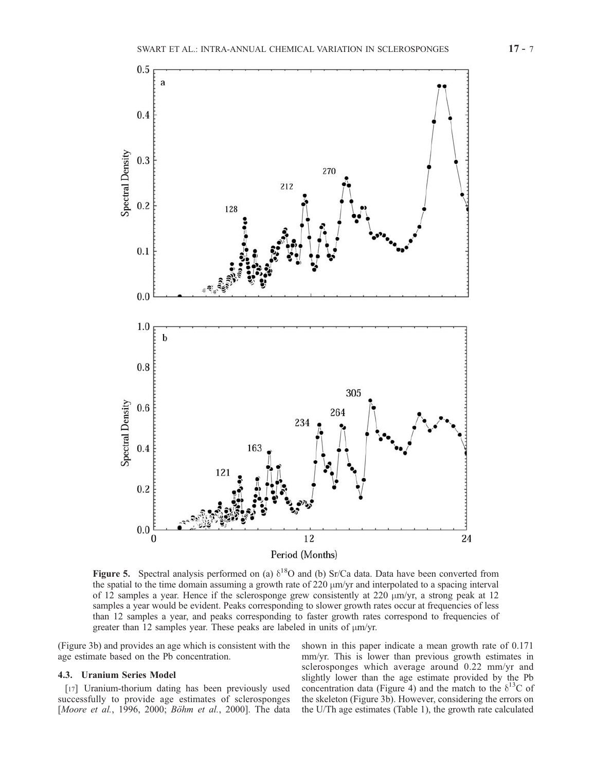**Figure 5.** Spectral analysis performed on (a) $\delta^{18}O$ and (b) Sr/Ca data. Data have been converted from the spatial to the time domain assuming a growth rate of 220 μm/yr and interpolated to a spacing interval of 12 samples a year. Hence if the sclerosponge grew consistently at 220 μm/yr, a strong peak at 12 samples a year would be evident. Peaks corresponding to slower growth rates occur at frequencies of less than 12 samples a year, and peaks corresponding to faster growth rates correspond to frequencies of greater than 12 samples year. These peaks are labeled in units of μm/yr.

(Figure 3b) and provides an age which is consistent with the age estimate based on the Pb concentration.

### 4.3. Uranium Series Model

[17] Uranium-thorium dating has been previously used successfully to provide age estimates of sclerosponges [*Moore et al.*, 1996, 2000; *Böhm et al.*, 2000]. The data shown in this paper indicate a mean growth rate of 0.171 mm/yr. This is lower than previous growth estimates in sclerosponges which average around 0.22 mm/yr and slightly lower than the age estimate provided by the Pb concentration data (Figure 4) and the match to the $\delta^{13}C$ of the skeleton (Figure 3b). However, considering the errors on the U/Th age estimates (Table 1), the growth rate calculated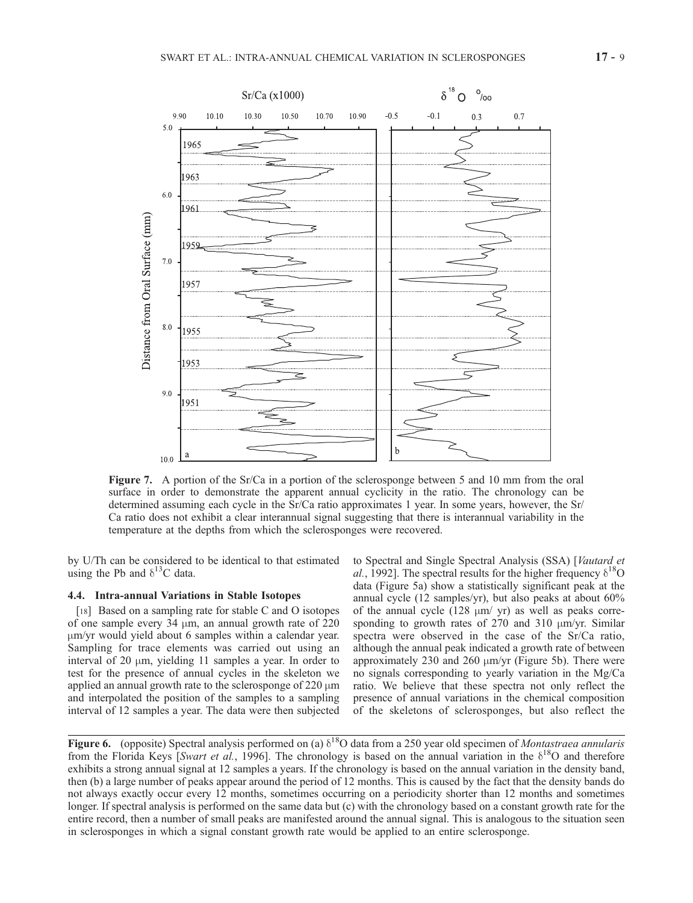**Figure 7.** A portion of the Sr/Ca in a portion of the sclerosponge between 5 and 10 mm from the oral surface in order to demonstrate the apparent annual cyclicity in the ratio. The chronology can be determined assuming each cycle in the Sr/Ca ratio approximates 1 year. In some years, however, the Sr/Ca ratio does not exhibit a clear interannual signal suggesting that there is interannual variability in the temperature at the depths from which the sclerosponges were recovered.

by U/Th can be considered to be identical to that estimated using the Pb and $\delta^{13}C$ data.

### 4.4. Intra-annual Variations in Stable Isotopes

[18] Based on a sampling rate for stable C and O isotopes of one sample every 34 μm, an annual growth rate of 220 μm/yr would yield about 6 samples within a calendar year. Sampling for trace elements was carried out using an interval of 20 μm, yielding 11 samples a year. In order to test for the presence of annual cycles in the skeleton we applied an annual growth rate to the sclerosponge of 220 μm and interpolated the position of the samples to a sampling interval of 12 samples a year. The data were then subjected to Spectral and Single Spectral Analysis (SSA) [*Vautard et al.*, 1992]. The spectral results for the higher frequency $\delta^{18}O$ data (Figure 5a) show a statistically significant peak at the annual cycle (12 samples/yr), but also peaks at about 60% of the annual cycle (128 μm/ yr) as well as peaks corresponding to growth rates of 270 and 310 μm/yr. Similar spectra were observed in the case of the Sr/Ca ratio, although the annual peak indicated a growth rate of between approximately 230 and 260 μm/yr (Figure 5b). There were no signals corresponding to yearly variation in the Mg/Ca ratio. We believe that these spectra not only reflect the presence of annual variations in the chemical composition of the skeletons of sclerosponges, but also reflect the

**Figure 6.** (opposite) Spectral analysis performed on (a) $\delta^{18}O$ data from a 250 year old specimen of *Montastraea annularis* from the Florida Keys [*Swart et al.*, 1996]. The chronology is based on the annual variation in the $\delta^{18}O$ and therefore exhibits a strong annual signal at 12 samples a years. If the chronology is based on the annual variation in the density band, then (b) a large number of peaks appear around the period of 12 months. This is caused by the fact that the density bands do not always exactly occur every 12 months, sometimes occurring on a periodicity shorter than 12 months and sometimes longer. If spectral analysis is performed on the same data but (c) with the chronology based on a constant growth rate for the entire record, then a number of small peaks are manifested around the annual signal. This is analogous to the situation seen in sclerosponges in which a signal constant growth rate would be applied to an entire sclerosponge.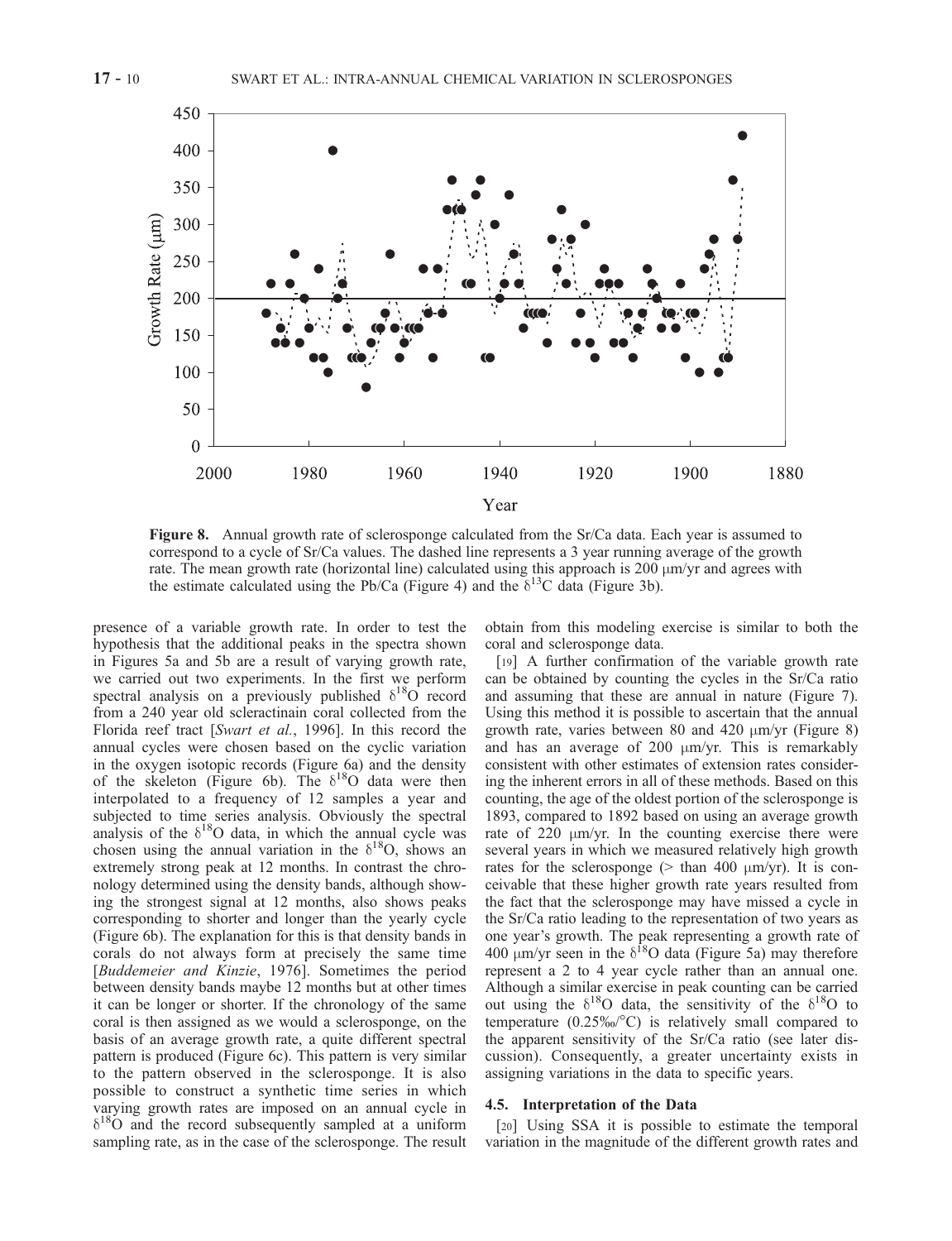**Figure 8.** Annual growth rate of sclerosponge calculated from the Sr/Ca data. Each year is assumed to correspond to a cycle of Sr/Ca values. The dashed line represents a 3 year running average of the growth rate. The mean growth rate (horizontal line) calculated using this approach is 200 μm/yr and agrees with the estimate calculated using the Pb/Ca (Figure 4) and the $\delta^{13}C$ data (Figure 3b).

presence of a variable growth rate. In order to test the hypothesis that the additional peaks in the spectra shown in Figures 5a and 5b are a result of varying growth rate, we carried out two experiments. In the first we perform spectral analysis on a previously published $\delta^{18}O$ record from a 240 year old scleractinain coral collected from the Florida reef tract [*Swart et al.*, 1996]. In this record the annual cycles were chosen based on the cyclic variation in the oxygen isotopic records (Figure 6a) and the density of the skeleton (Figure 6b). The $\delta^{18}O$ data were then interpolated to a frequency of 12 samples a year and subjected to time series analysis. Obviously the spectral analysis of the $\delta^{18}O$ data, in which the annual cycle was chosen using the annual variation in the $\delta^{18}O$, shows an extremely strong peak at 12 months. In contrast the chronology determined using the density bands, although showing the strongest signal at 12 months, also shows peaks corresponding to shorter and longer than the yearly cycle (Figure 6b). The explanation for this is that density bands in corals do not always form at precisely the same time [*Buddemeier and Kinzie*, 1976]. Sometimes the period between density bands maybe 12 months but at other times it can be longer or shorter. If the chronology of the same coral is then assigned as we would a sclerosponge, on the basis of an average growth rate, a quite different spectral pattern is produced (Figure 6c). This pattern is very similar to the pattern observed in the sclerosponge. It is also possible to construct a synthetic time series in which varying growth rates are imposed on an annual cycle in $\delta^{18}O$ and the record subsequently sampled at a uniform sampling rate, as in the case of the sclerosponge. The result obtain from this modeling exercise is similar to both the coral and sclerosponge data.

[19] A further confirmation of the variable growth rate can be obtained by counting the cycles in the Sr/Ca ratio and assuming that these are annual in nature (Figure 7). Using this method it is possible to ascertain that the annual growth rate, varies between 80 and 420 μm/yr (Figure 8) and has an average of 200 μm/yr. This is remarkably consistent with other estimates of extension rates considering the inherent errors in all of these methods. Based on this counting, the age of the oldest portion of the sclerosponge is 1893, compared to 1892 based on using an average growth rate of 220 μm/yr. In the counting exercise there were several years in which we measured relatively high growth rates for the sclerosponge (> than 400 μm/yr). It is conceivable that these higher growth rate years resulted from the fact that the sclerosponge may have missed a cycle in the Sr/Ca ratio leading to the representation of two years as one year's growth. The peak representing a growth rate of 400 μm/yr seen in the $\delta^{18}O$ data (Figure 5a) may therefore represent a 2 to 4 year cycle rather than an annual one. Although a similar exercise in peak counting can be carried out using the $\delta^{18}O$ data, the sensitivity of the $\delta^{18}O$ to temperature (0.25‰/°C) is relatively small compared to the apparent sensitivity of the Sr/Ca ratio (see later discussion). Consequently, a greater uncertainty exists in assigning variations in the data to specific years.

### 4.5. Interpretation of the Data

[20] Using SSA it is possible to estimate the temporal variation in the magnitude of the different growth rates and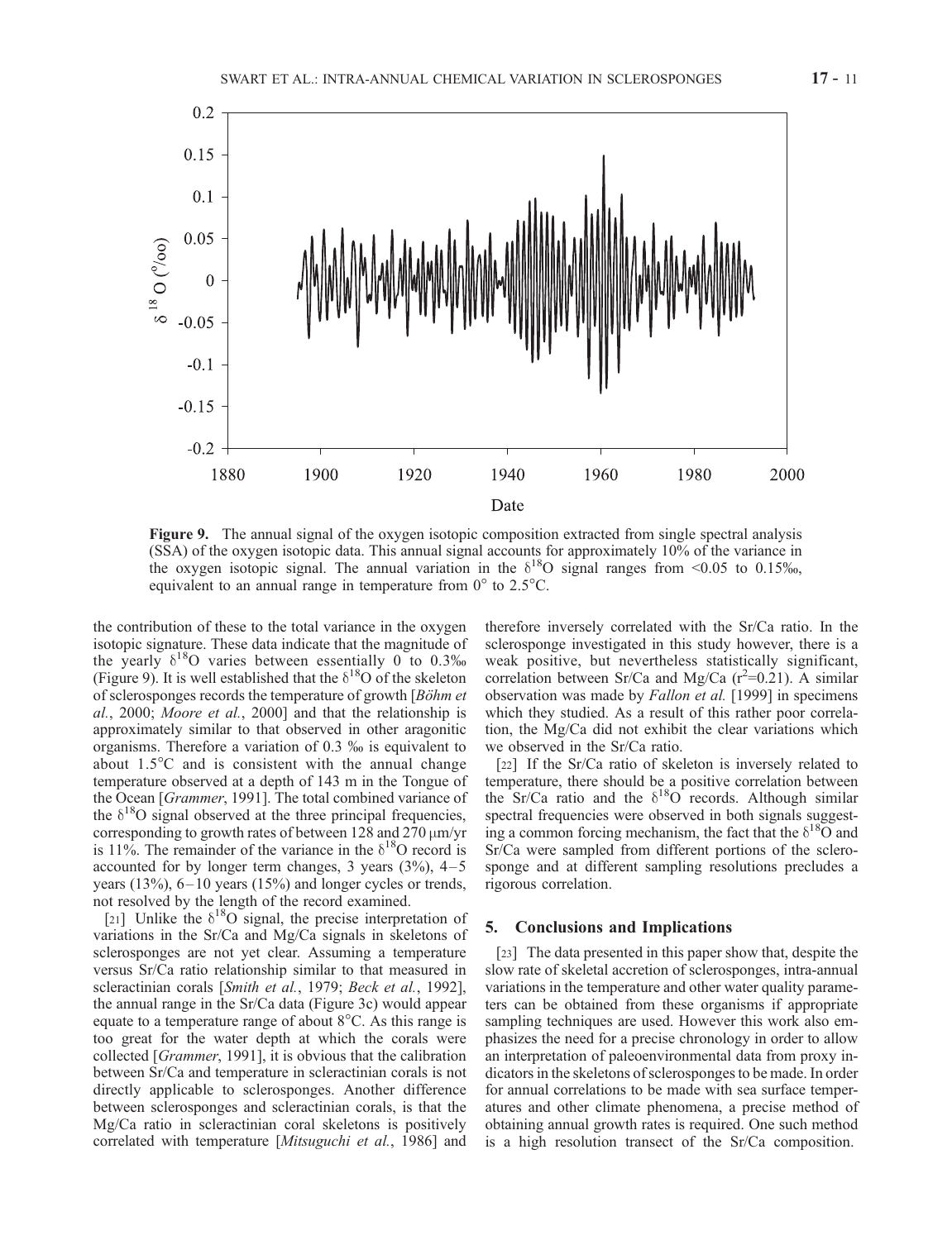**Figure 9.** The annual signal of the oxygen isotopic composition extracted from single spectral analysis (SSA) of the oxygen isotopic data. This annual signal accounts for approximately 10% of the variance in the oxygen isotopic signal. The annual variation in the $\delta^{18}O$ signal ranges from <0.05 to 0.15‰, equivalent to an annual range in temperature from 0° to 2.5°C.

the contribution of these to the total variance in the oxygen isotopic signature. These data indicate that the magnitude of the yearly $\delta^{18}O$ varies between essentially 0 to 0.3‰ (Figure 9). It is well established that the $\delta^{18}O$ of the skeleton of sclerosponges records the temperature of growth [*Böhm et al.*, 2000; *Moore et al.*, 2000] and that the relationship is approximately similar to that observed in other aragonitic organisms. Therefore a variation of 0.3 ‰ is equivalent to about 1.5°C and is consistent with the annual change temperature observed at a depth of 143 m in the Tongue of the Ocean [*Grammer*, 1991]. The total combined variance of the $\delta^{18}O$ signal observed at the three principal frequencies, corresponding to growth rates of between 128 and 270 μm/yr is 11%. The remainder of the variance in the $\delta^{18}O$ record is accounted for by longer term changes, 3 years (3%), 4–5 years (13%), 6–10 years (15%) and longer cycles or trends, not resolved by the length of the record examined.

[21] Unlike the $\delta^{18}O$ signal, the precise interpretation of variations in the Sr/Ca and Mg/Ca signals in skeletons of sclerosponges are not yet clear. Assuming a temperature versus Sr/Ca ratio relationship similar to that measured in scleractinian corals [*Smith et al.*, 1979; *Beck et al.*, 1992], the annual range in the Sr/Ca data (Figure 3c) would appear equate to a temperature range of about 8°C. As this range is too great for the water depth at which the corals were collected [*Grammer*, 1991], it is obvious that the calibration between Sr/Ca and temperature in scleractinian corals is not directly applicable to sclerosponges. Another difference between sclerosponges and scleractinian corals, is that the Mg/Ca ratio in scleractinian coral skeletons is positively correlated with temperature [*Mitsuguchi et al.*, 1986] and therefore inversely correlated with the Sr/Ca ratio. In the sclerosponge investigated in this study however, there is a weak positive, but nevertheless statistically significant, correlation between Sr/Ca and Mg/Ca ($r^2$=0.21). A similar observation was made by *Fallon et al.* [1999] in specimens which they studied. As a result of this rather poor correlation, the Mg/Ca did not exhibit the clear variations which we observed in the Sr/Ca ratio.

[22] If the Sr/Ca ratio of skeleton is inversely related to temperature, there should be a positive correlation between the Sr/Ca ratio and the $\delta^{18}O$ records. Although similar spectral frequencies were observed in both signals suggesting a common forcing mechanism, the fact that the $\delta^{18}O$ and Sr/Ca were sampled from different portions of the sclerosponge and at different sampling resolutions precludes a rigorous correlation.

## 5. Conclusions and Implications

[23] The data presented in this paper show that, despite the slow rate of skeletal accretion of sclerosponges, intra-annual variations in the temperature and other water quality parameters can be obtained from these organisms if appropriate sampling techniques are used. However this work also emphasizes the need for a precise chronology in order to allow an interpretation of paleoenvironmental data from proxy indicators in the skeletons of sclerosponges to be made. In order for annual correlations to be made with sea surface temperatures and other climate phenomena, a precise method of obtaining annual growth rates is required. One such method is a high resolution transect of the Sr/Ca composition.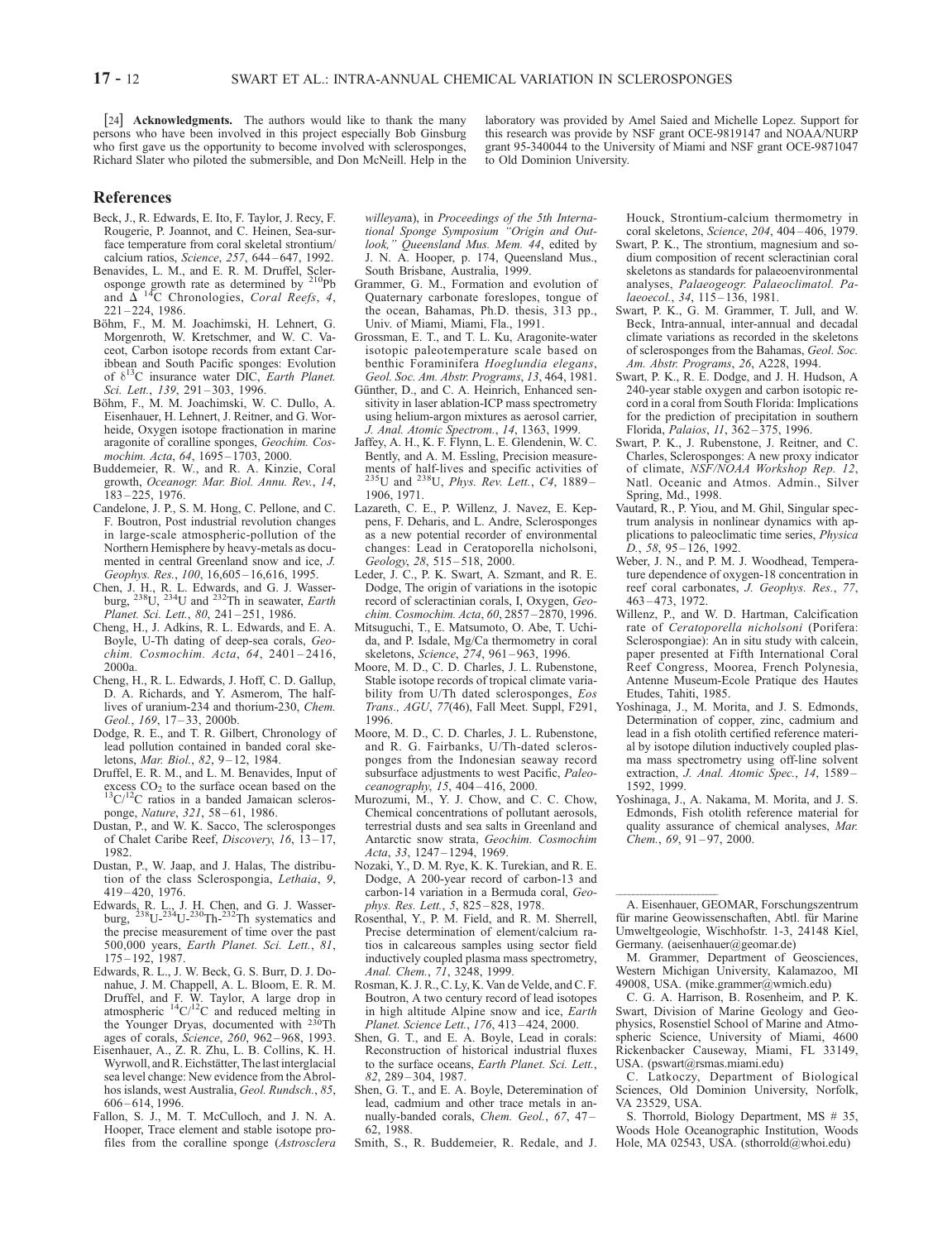[24] **Acknowledgments.** The authors would like to thank the many persons who have been involved in this project especially Bob Ginsburg who first gave us the opportunity to become involved with sclerosponges, Richard Slater who piloted the submersible, and Don McNeill. Help in the laboratory was provided by Amel Saied and Michelle Lopez. Support for this research was provide by NSF grant OCE-9819147 and NOAA/NURP grant 95-340044 to the University of Miami and NSF grant OCE-9871047 to Old Dominion University.

## References

Beck, J., R. Edwards, E. Ito, F. Taylor, J. Recy, F. Rougerie, P. Joannot, and C. Heinen, Sea-surface temperature from coral skeletal strontium/calcium ratios, *Science*, *257*, 644–647, 1992.

Benavides, L. M., and E. R. M. Druffel, Sclerosponge growth rate as determined by $^{210}$Pb and $\Delta$ $^{14}$C Chronologies, *Coral Reefs*, *4*, 221–224, 1986.

Böhm, F., M. M. Joachimski, H. Lehnert, G. Morgenroth, W. Kretschmer, and W. C. Vaceot, Carbon isotope records from extant Caribbean and South Pacific sponges: Evolution of $\delta^{13}$C insurance water DIC, *Earth Planet. Sci. Lett.*, *139*, 291–303, 1996.

Böhm, F., M. M. Joachimski, W. C. Dullo, A. Eisenhauer, H. Lehnert, J. Reitner, and G. Worheide, Oxygen isotope fractionation in marine aragonite of coralline sponges, *Geochim. Cosmochim. Acta*, *64*, 1695–1703, 2000.

Buddemeier, R. W., and R. A. Kinzie, Coral growth, *Oceanogr. Mar. Biol. Annu. Rev.*, *14*, 183–225, 1976.

Candelone, J. P., S. M. Hong, C. Pellone, and C. F. Boutron, Post industrial revolution changes in large-scale atmospheric-pollution of the Northern Hemisphere by heavy-metals as documented in central Greenland snow and ice, *J. Geophys. Res.*, *100*, 16,605–16,616, 1995.

Chen, J. H., R. L. Edwards, and G. J. Wasserburg, $^{238}$U, $^{234}$U and $^{232}$Th in seawater, *Earth Planet. Sci. Lett.*, *80*, 241–251, 1986.

Cheng, H., J. Adkins, R. L. Edwards, and E. A. Boyle, U-Th dating of deep-sea corals, *Geochim. Cosmochim. Acta*, *64*, 2401–2416, 2000a.

Cheng, H., R. L. Edwards, J. Hoff, C. D. Gallup, D. A. Richards, and Y. Asmerom, The half-lives of uranium-234 and thorium-230, *Chem. Geol.*, *169*, 17–33, 2000b.

Dodge, R. E., and T. R. Gilbert, Chronology of lead pollution contained in banded coral skeletons, *Mar. Biol.*, *82*, 9–12, 1984.

Druffel, E. R. M., and L. M. Benavides, Input of excess $CO_2$ to the surface ocean based on the $^{13}$C/$^{12}$C ratios in a banded Jamaican sclerosponge, *Nature*, *321*, 58–61, 1986.

Dustan, P., and W. K. Sacco, The sclerosponges of Chalet Caribe Reef, *Discovery*, *16*, 13–17, 1982.

Dustan, P., W. Jaap, and J. Halas, The distribution of the class Sclerospongia, *Lethaia*, *9*, 419–420, 1976.

Edwards, R. L., J. H. Chen, and G. J. Wasserburg, $^{238}$U-$^{234}$U-$^{230}$Th-$^{232}$Th systematics and the precise measurement of time over the past 500,000 years, *Earth Planet. Sci. Lett.*, *81*, 175–192, 1987.

Edwards, R. L., J. W. Beck, G. S. Burr, D. J. Donahue, J. M. Chappell, A. L. Bloom, E. R. M. Druffel, and F. W. Taylor, A large drop in atmospheric $^{14}$C/$^{12}$C and reduced melting in the Younger Dryas, documented with $^{230}$Th ages of corals, *Science*, *260*, 962–968, 1993.

Eisenhauer, A., Z. R. Zhu, L. B. Collins, K. H. Wyrwoll, and R. Eichstätter, The last interglacial sea level change: New evidence from the Abrolhos islands, west Australia, *Geol. Rundsch.*, *85*, 606–614, 1996.

Fallon, S. J., M. T. McCulloch, and J. N. A. Hooper, Trace element and stable isotope profiles from the coralline sponge (*Astrosclera willeyana*), in *Proceedings of the 5th International Sponge Symposium "Origin and Outlook," Queensland Mus. Mem. 44*, edited by J. N. A. Hooper, p. 174, Queensland Mus., South Brisbane, Australia, 1999.

Grammer, G. M., Formation and evolution of Quaternary carbonate foreslopes, tongue of the ocean, Bahamas, Ph.D. thesis, 313 pp., Univ. of Miami, Miami, Fla., 1991.

Grossman, E. T., and T. L. Ku, Aragonite-water isotopic paleotemperature scale based on benthic Foraminifera *Hoeglundia elegans*, *Geol. Soc. Am. Abstr. Programs*, *13*, 464, 1981.

Günther, D., and C. A. Heinrich, Enhanced sensitivity in laser ablation-ICP mass spectrometry using helium-argon mixtures as aerosol carrier, *J. Anal. Atomic Spectrom.*, *14*, 1363, 1999.

Jaffey, A. H., K. F. Flynn, L. E. Glendenin, W. C. Bently, and A. M. Essling, Precision measurements of half-lives and specific activities of $^{235}$U and $^{238}$U, *Phys. Rev. Lett.*, *C4*, 1889–1906, 1971.

Lazareth, C. E., P. Willenz, J. Navez, E. Keppens, F. Deharis, and L. Andre, Sclerosponges as a new potential recorder of environmental changes: Lead in Ceratoporella nicholsoni, *Geology*, *28*, 515–518, 2000.

Leder, J. C., P. K. Swart, A. Szmant, and R. E. Dodge, The origin of variations in the isotopic record of scleractinian corals, I, Oxygen, *Geochim. Cosmochim. Acta*, *60*, 2857–2870, 1996.

Mitsuguchi, T., E. Matsumoto, O. Abe, T. Uchida, and P. Isdale, Mg/Ca thermometry in coral skeletons, *Science*, *274*, 961–963, 1996.

Moore, M. D., C. D. Charles, J. L. Rubenstone, Stable isotope records of tropical climate variability from U/Th dated sclerosponges, *Eos Trans., AGU*, *77*(46), Fall Meet. Suppl, F291, 1996.

Moore, M. D., C. D. Charles, J. L. Rubenstone, and R. G. Fairbanks, U/Th-dated sclerosponges from the Indonesian seaway record subsurface adjustments to west Pacific, *Paleoceanography*, *15*, 404–416, 2000.

Murozumi, M., Y. J. Chow, and C. C. Chow, Chemical concentrations of pollutant aerosols, terrestrial dusts and sea salts in Greenland and Antarctic snow strata, *Geochim. Cosmochim Acta*, *33*, 1247–1294, 1969.

Nozaki, Y., D. M. Rye, K. K. Turekian, and R. E. Dodge, A 200-year record of carbon-13 and carbon-14 variation in a Bermuda coral, *Geophys. Res. Lett.*, *5*, 825–828, 1978.

Rosenthal, Y., P. M. Field, and R. M. Sherrell, Precise determination of element/calcium ratios in calcareous samples using sector field inductively coupled plasma mass spectrometry, *Anal. Chem.*, *71*, 3248, 1999.

Rosman, K. J. R., C. Ly, K. Van de Velde, and C. F. Boutron, A two century record of lead isotopes in high altitude Alpine snow and ice, *Earth Planet. Science Lett.*, *176*, 413–424, 2000.

Shen, G. T., and E. A. Boyle, Lead in corals: Reconstruction of historical industrial fluxes to the surface oceans, *Earth Planet. Sci. Lett.*, *82*, 289–304, 1987.

Shen, G. T., and E. A. Boyle, Deteremination of lead, cadmium and other trace metals in annually-banded corals, *Chem. Geol.*, *67*, 47–62, 1988.

Smith, S., R. Buddemeier, R. Redale, and J. Houck, Strontium-calcium thermometry in coral skeletons, *Science*, *204*, 404–406, 1979.

Swart, P. K., The strontium, magnesium and sodium composition of recent scleractinian coral skeletons as standards for palaeoenvironmental analyses, *Palaeogeogr. Palaeoclimatol. Palaeoecol.*, *34*, 115–136, 1981.

Swart, P. K., G. M. Grammer, T. Jull, and W. Beck, Intra-annual, inter-annual and decadal climate variations as recorded in the skeletons of sclerosponges from the Bahamas, *Geol. Soc. Am. Abstr. Programs*, *26*, A228, 1994.

Swart, P. K., R. E. Dodge, and J. H. Hudson, A 240-year stable oxygen and carbon isotopic record in a coral from South Florida: Implications for the prediction of precipitation in southern Florida, *Palaios*, *11*, 362–375, 1996.

Swart, P. K., J. Rubenstone, J. Reitner, and C. Charles, Sclerosponges: A new proxy indicator of climate, *NSF/NOAA Workshop Rep. 12*, Natl. Oceanic and Atmos. Admin., Silver Spring, Md., 1998.

Vautard, R., P. Yiou, and M. Ghil, Singular spectrum analysis in nonlinear dynamics with applications to paleoclimatic time series, *Physica D.*, *58*, 95–126, 1992.

Weber, J. N., and P. M. J. Woodhead, Temperature dependence of oxygen-18 concentration in reef coral carbonates, *J. Geophys. Res.*, *77*, 463–473, 1972.

Willenz, P., and W. D. Hartman, Calcification rate of *Ceratoporella nicholsoni* (Porifera: Sclerospongiae): An in situ study with calcein, paper presented at Fifth International Coral Reef Congress, Moorea, French Polynesia, Antenne Museum-Ecole Pratique des Hautes Etudes, Tahiti, 1985.

Yoshinaga, J., M. Morita, and J. S. Edmonds, Determination of copper, zinc, cadmium and lead in a fish otolith certified reference material by isotope dilution inductively coupled plasma mass spectrometry using off-line solvent extraction, *J. Anal. Atomic Spec.*, *14*, 1589–1592, 1999.

Yoshinaga, J., A. Nakama, M. Morita, and J. S. Edmonds, Fish otolith reference material for quality assurance of chemical analyses, *Mar. Chem.*, *69*, 91–97, 2000.

---

A. Eisenhauer, GEOMAR, Forschungszentrum für marine Geowissenschaften, Abtl. für Marine Umweltgeologie, Wischhofstr. 1-3, 24148 Kiel, Germany. (aeisenhauer@geomar.de)

M. Grammer, Department of Geosciences, Western Michigan University, Kalamazoo, MI 49008, USA. (mike.grammer@wmich.edu)

C. G. A. Harrison, B. Rosenheim, and P. K. Swart, Division of Marine Geology and Geophysics, Rosenstiel School of Marine and Atmospheric Science, University of Miami, 4600 Rickenbacker Causeway, Miami, FL 33149, USA. (pswart@rsmas.miami.edu)

C. Latkoczy, Department of Biological Sciences, Old Dominion University, Norfolk, VA 23529, USA.

S. Thorrold, Biology Department, MS # 35, Woods Hole Oceanographic Institution, Woods Hole, MA 02543, USA. (sthorrold@whoi.edu)